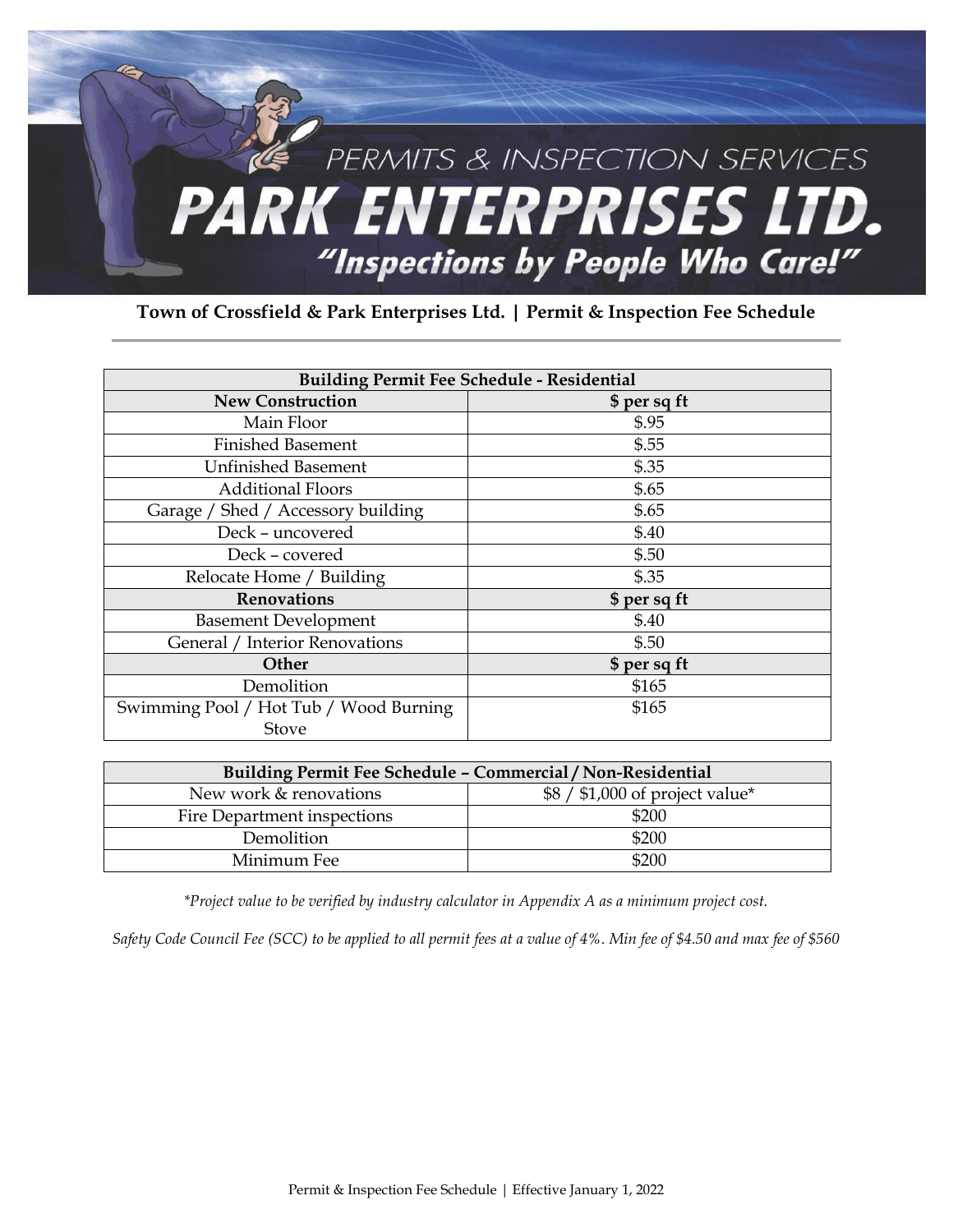# PERMITS & INSPECTION SERVICES

# PARK ENTERPRISES LTD.

*"Inspections by People Who Care!"*

**Town of Crossfield & Park Enterprises Ltd. | Permit & Inspection Fee Schedule**

| Building Permit Fee Schedule - Residential | |
|---|---|
| **New Construction** | **$ per sq ft** |
| Main Floor | $.95 |
| Finished Basement | $.55 |
| Unfinished Basement | $.35 |
| Additional Floors | $.65 |
| Garage / Shed / Accessory building | $.65 |
| Deck – uncovered | $.40 |
| Deck – covered | $.50 |
| Relocate Home / Building | $.35 |
| **Renovations** | **$ per sq ft** |
| Basement Development | $.40 |
| General / Interior Renovations | $.50 |
| **Other** | **$ per sq ft** |
| Demolition | $165 |
| Swimming Pool / Hot Tub / Wood Burning Stove | $165 |

| Building Permit Fee Schedule – Commercial / Non-Residential | |
|---|---|
| New work & renovations | $8 / $1,000 of project value* |
| Fire Department inspections | $200 |
| Demolition | $200 |
| Minimum Fee | $200 |

*\*Project value to be verified by industry calculator in Appendix A as a minimum project cost.*

*Safety Code Council Fee (SCC) to be applied to all permit fees at a value of 4%. Min fee of $4.50 and max fee of $560*

Permit & Inspection Fee Schedule | Effective January 1, 2022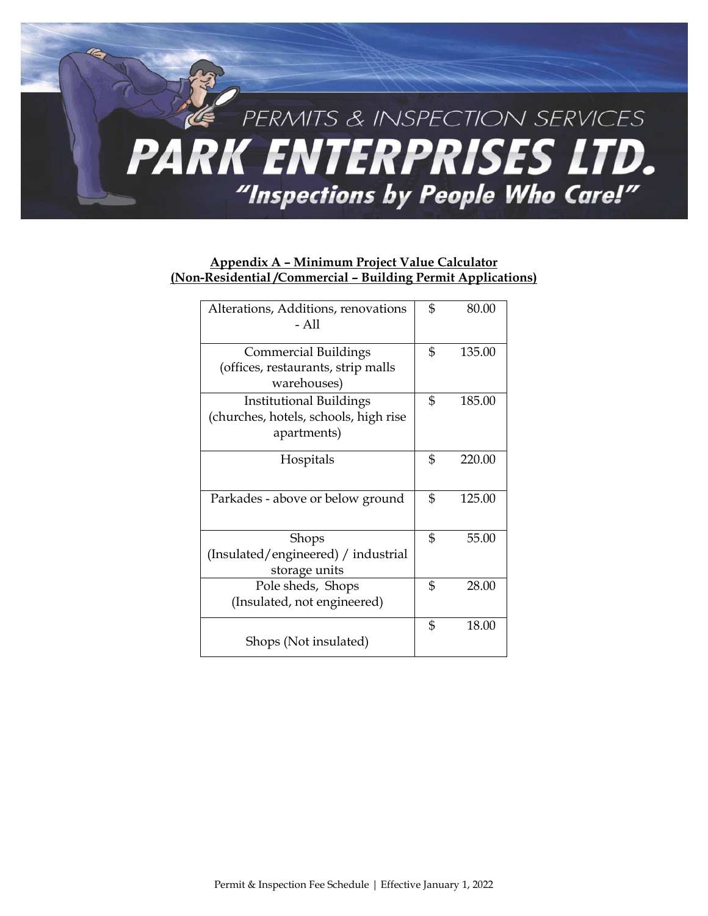PERMITS & INSPECTION SERVICES

**PARK ENTERPRISES LTD.**

*"Inspections by People Who Care!"*

**Appendix A – Minimum Project Value Calculator**
**(Non-Residential /Commercial – Building Permit Applications)**

| | |
|---|---|
| Alterations, Additions, renovations - All | $ 80.00 |
| Commercial Buildings (offices, restaurants, strip malls warehouses) | $ 135.00 |
| Institutional Buildings (churches, hotels, schools, high rise apartments) | $ 185.00 |
| Hospitals | $ 220.00 |
| Parkades - above or below ground | $ 125.00 |
| Shops (Insulated/engineered) / industrial storage units | $ 55.00 |
| Pole sheds, Shops (Insulated, not engineered) | $ 28.00 |
| Shops (Not insulated) | $ 18.00 |